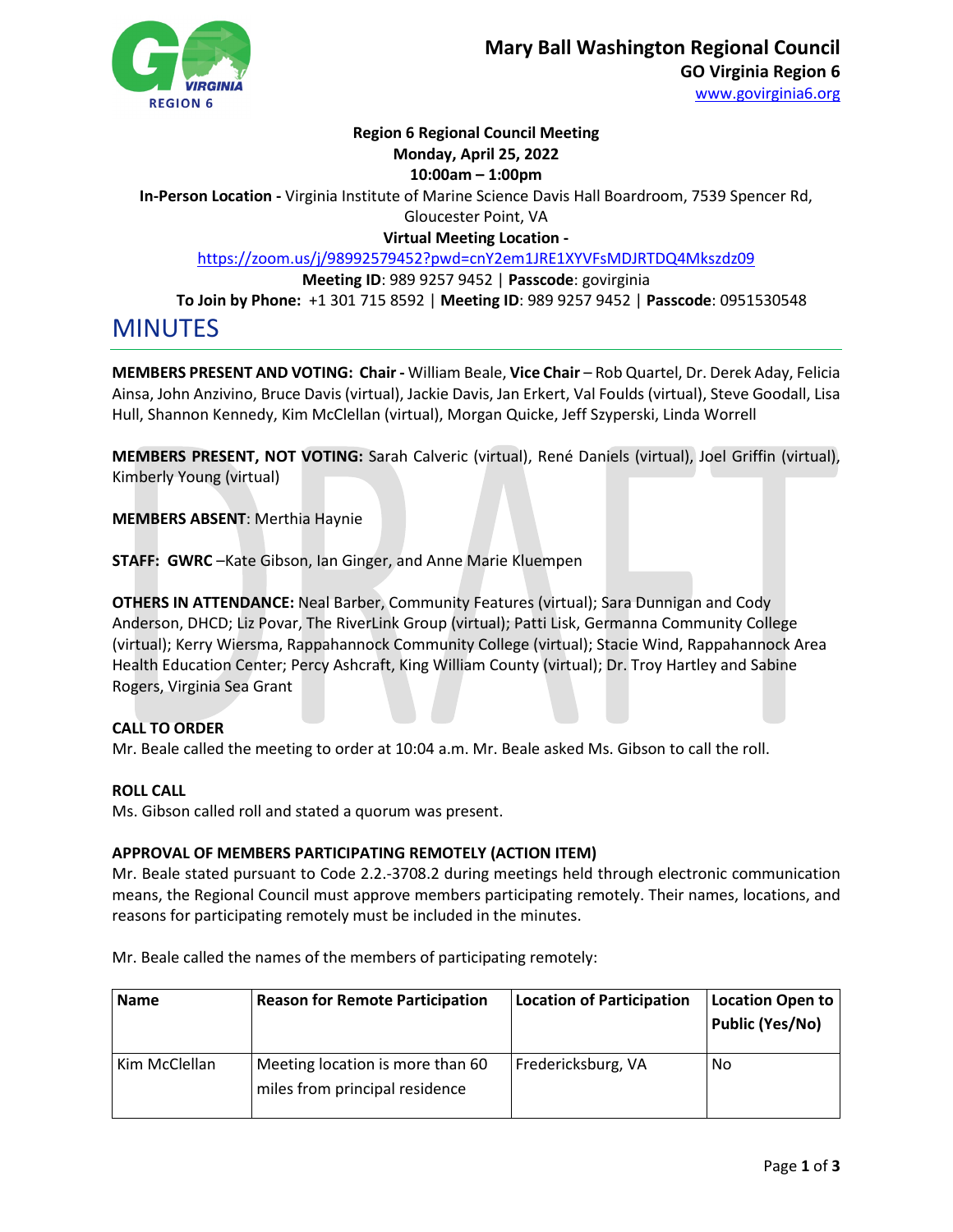# Mary Ball Washington Regional Council

**GO Virginia Region 6**

www.govirginia6.org

**Region 6 Regional Council Meeting**
**Monday, April 25, 2022**
**10:00am – 1:00pm**

**In-Person Location -** Virginia Institute of Marine Science Davis Hall Boardroom, 7539 Spencer Rd, Gloucester Point, VA

**Virtual Meeting Location -**

https://zoom.us/j/98992579452?pwd=cnY2em1JRE1XYVFsMDJRTDQ4Mkszdz09

**Meeting ID**: 989 9257 9452 | **Passcode**: govirginia

**To Join by Phone:** +1 301 715 8592 | **Meeting ID**: 989 9257 9452 | **Passcode**: 0951530548

# MINUTES

**MEMBERS PRESENT AND VOTING: Chair -** William Beale, **Vice Chair** – Rob Quartel, Dr. Derek Aday, Felicia Ainsa, John Anzivino, Bruce Davis (virtual), Jackie Davis, Jan Erkert, Val Foulds (virtual), Steve Goodall, Lisa Hull, Shannon Kennedy, Kim McClellan (virtual), Morgan Quicke, Jeff Szyperski, Linda Worrell

**MEMBERS PRESENT, NOT VOTING:** Sarah Calveric (virtual), René Daniels (virtual), Joel Griffin (virtual), Kimberly Young (virtual)

**MEMBERS ABSENT**: Merthia Haynie

**STAFF: GWRC** –Kate Gibson, Ian Ginger, and Anne Marie Kluempen

**OTHERS IN ATTENDANCE:** Neal Barber, Community Features (virtual); Sara Dunnigan and Cody Anderson, DHCD; Liz Povar, The RiverLink Group (virtual); Patti Lisk, Germanna Community College (virtual); Kerry Wiersma, Rappahannock Community College (virtual); Stacie Wind, Rappahannock Area Health Education Center; Percy Ashcraft, King William County (virtual); Dr. Troy Hartley and Sabine Rogers, Virginia Sea Grant

**CALL TO ORDER**

Mr. Beale called the meeting to order at 10:04 a.m. Mr. Beale asked Ms. Gibson to call the roll.

**ROLL CALL**

Ms. Gibson called roll and stated a quorum was present.

**APPROVAL OF MEMBERS PARTICIPATING REMOTELY (ACTION ITEM)**

Mr. Beale stated pursuant to Code 2.2.-3708.2 during meetings held through electronic communication means, the Regional Council must approve members participating remotely. Their names, locations, and reasons for participating remotely must be included in the minutes.

Mr. Beale called the names of the members of participating remotely:

| Name | Reason for Remote Participation | Location of Participation | Location Open to Public (Yes/No) |
|---|---|---|---|
| Kim McClellan | Meeting location is more than 60 miles from principal residence | Fredericksburg, VA | No |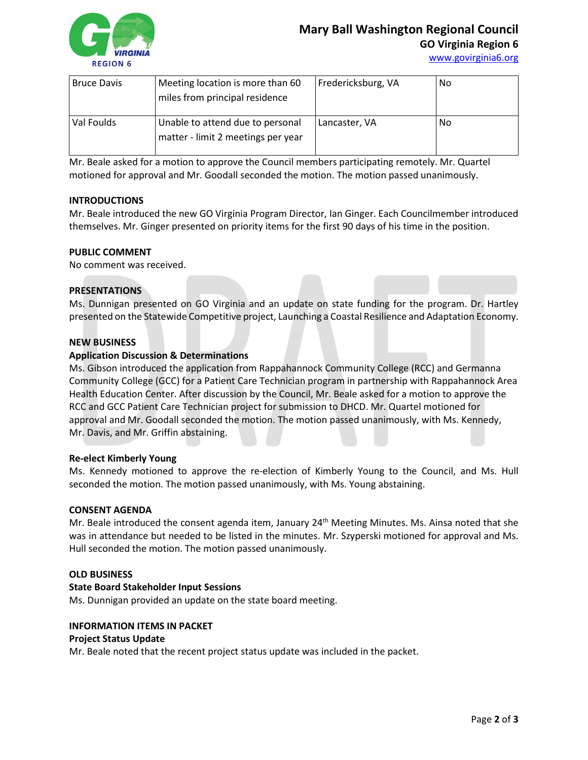| Bruce Davis | Meeting location is more than 60 miles from principal residence | Fredericksburg, VA | No |
|---|---|---|---|
| Val Foulds | Unable to attend due to personal matter - limit 2 meetings per year | Lancaster, VA | No |

Mr. Beale asked for a motion to approve the Council members participating remotely. Mr. Quartel motioned for approval and Mr. Goodall seconded the motion. The motion passed unanimously.

**INTRODUCTIONS**

Mr. Beale introduced the new GO Virginia Program Director, Ian Ginger. Each Councilmember introduced themselves. Mr. Ginger presented on priority items for the first 90 days of his time in the position.

**PUBLIC COMMENT**

No comment was received.

**PRESENTATIONS**

Ms. Dunnigan presented on GO Virginia and an update on state funding for the program. Dr. Hartley presented on the Statewide Competitive project, Launching a Coastal Resilience and Adaptation Economy.

**NEW BUSINESS**

**Application Discussion & Determinations**

Ms. Gibson introduced the application from Rappahannock Community College (RCC) and Germanna Community College (GCC) for a Patient Care Technician program in partnership with Rappahannock Area Health Education Center. After discussion by the Council, Mr. Beale asked for a motion to approve the RCC and GCC Patient Care Technician project for submission to DHCD. Mr. Quartel motioned for approval and Mr. Goodall seconded the motion. The motion passed unanimously, with Ms. Kennedy, Mr. Davis, and Mr. Griffin abstaining.

**Re-elect Kimberly Young**

Ms. Kennedy motioned to approve the re-election of Kimberly Young to the Council, and Ms. Hull seconded the motion. The motion passed unanimously, with Ms. Young abstaining.

**CONSENT AGENDA**

Mr. Beale introduced the consent agenda item, January 24th Meeting Minutes. Ms. Ainsa noted that she was in attendance but needed to be listed in the minutes. Mr. Szyperski motioned for approval and Ms. Hull seconded the motion. The motion passed unanimously.

**OLD BUSINESS**

**State Board Stakeholder Input Sessions**

Ms. Dunnigan provided an update on the state board meeting.

**INFORMATION ITEMS IN PACKET**

**Project Status Update**

Mr. Beale noted that the recent project status update was included in the packet.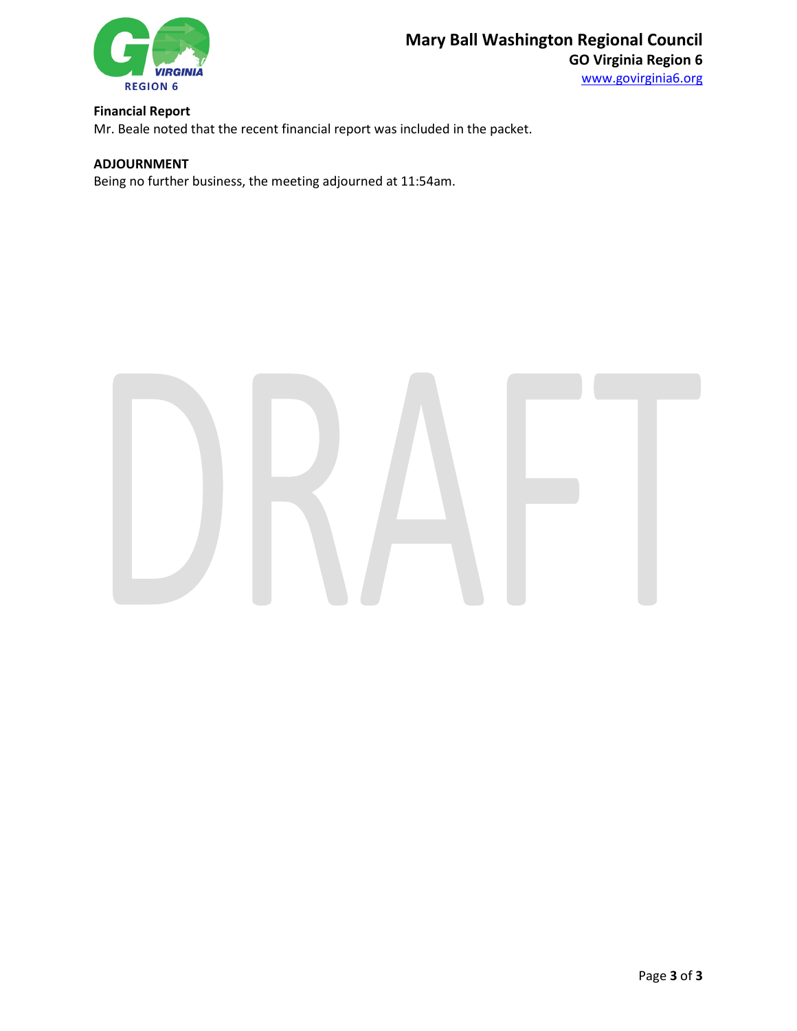**Financial Report**
Mr. Beale noted that the recent financial report was included in the packet.

**ADJOURNMENT**
Being no further business, the meeting adjourned at 11:54am.